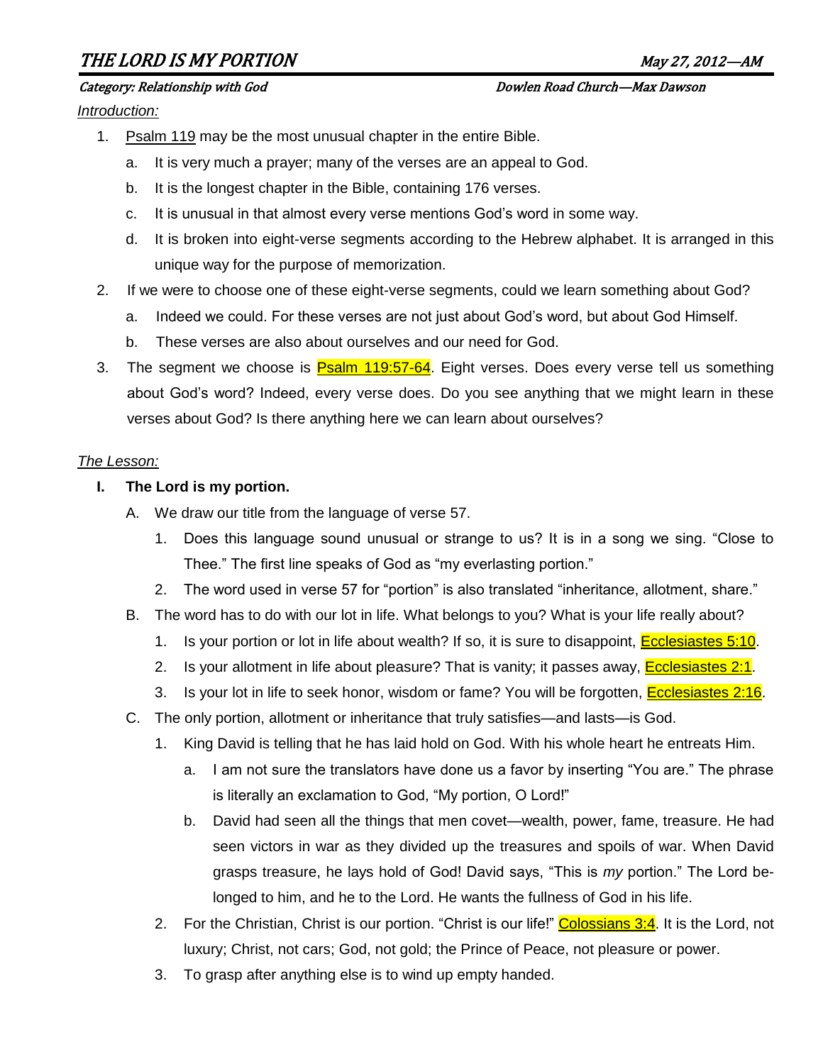# THE LORD IS MY PORTION

May 27, 2012—AM

*Category: Relationship with God* — *Dowlen Road Church—Max Dawson*

*Introduction:*

1. Psalm 119 may be the most unusual chapter in the entire Bible.
   a. It is very much a prayer; many of the verses are an appeal to God.
   b. It is the longest chapter in the Bible, containing 176 verses.
   c. It is unusual in that almost every verse mentions God's word in some way.
   d. It is broken into eight-verse segments according to the Hebrew alphabet. It is arranged in this unique way for the purpose of memorization.
2. If we were to choose one of these eight-verse segments, could we learn something about God?
   a. Indeed we could. For these verses are not just about God's word, but about God Himself.
   b. These verses are also about ourselves and our need for God.
3. The segment we choose is Psalm 119:57-64. Eight verses. Does every verse tell us something about God's word? Indeed, every verse does. Do you see anything that we might learn in these verses about God? Is there anything here we can learn about ourselves?

*The Lesson:*

## I. The Lord is my portion.

A. We draw our title from the language of verse 57.
   1. Does this language sound unusual or strange to us? It is in a song we sing. "Close to Thee." The first line speaks of God as "my everlasting portion."
   2. The word used in verse 57 for "portion" is also translated "inheritance, allotment, share."

B. The word has to do with our lot in life. What belongs to you? What is your life really about?
   1. Is your portion or lot in life about wealth? If so, it is sure to disappoint, Ecclesiastes 5:10.
   2. Is your allotment in life about pleasure? That is vanity; it passes away, Ecclesiastes 2:1.
   3. Is your lot in life to seek honor, wisdom or fame? You will be forgotten, Ecclesiastes 2:16.

C. The only portion, allotment or inheritance that truly satisfies—and lasts—is God.
   1. King David is telling that he has laid hold on God. With his whole heart he entreats Him.
      a. I am not sure the translators have done us a favor by inserting "You are." The phrase is literally an exclamation to God, "My portion, O Lord!"
      b. David had seen all the things that men covet—wealth, power, fame, treasure. He had seen victors in war as they divided up the treasures and spoils of war. When David grasps treasure, he lays hold of God! David says, "This is *my* portion." The Lord belonged to him, and he to the Lord. He wants the fullness of God in his life.
   2. For the Christian, Christ is our portion. "Christ is our life!" Colossians 3:4. It is the Lord, not luxury; Christ, not cars; God, not gold; the Prince of Peace, not pleasure or power.
   3. To grasp after anything else is to wind up empty handed.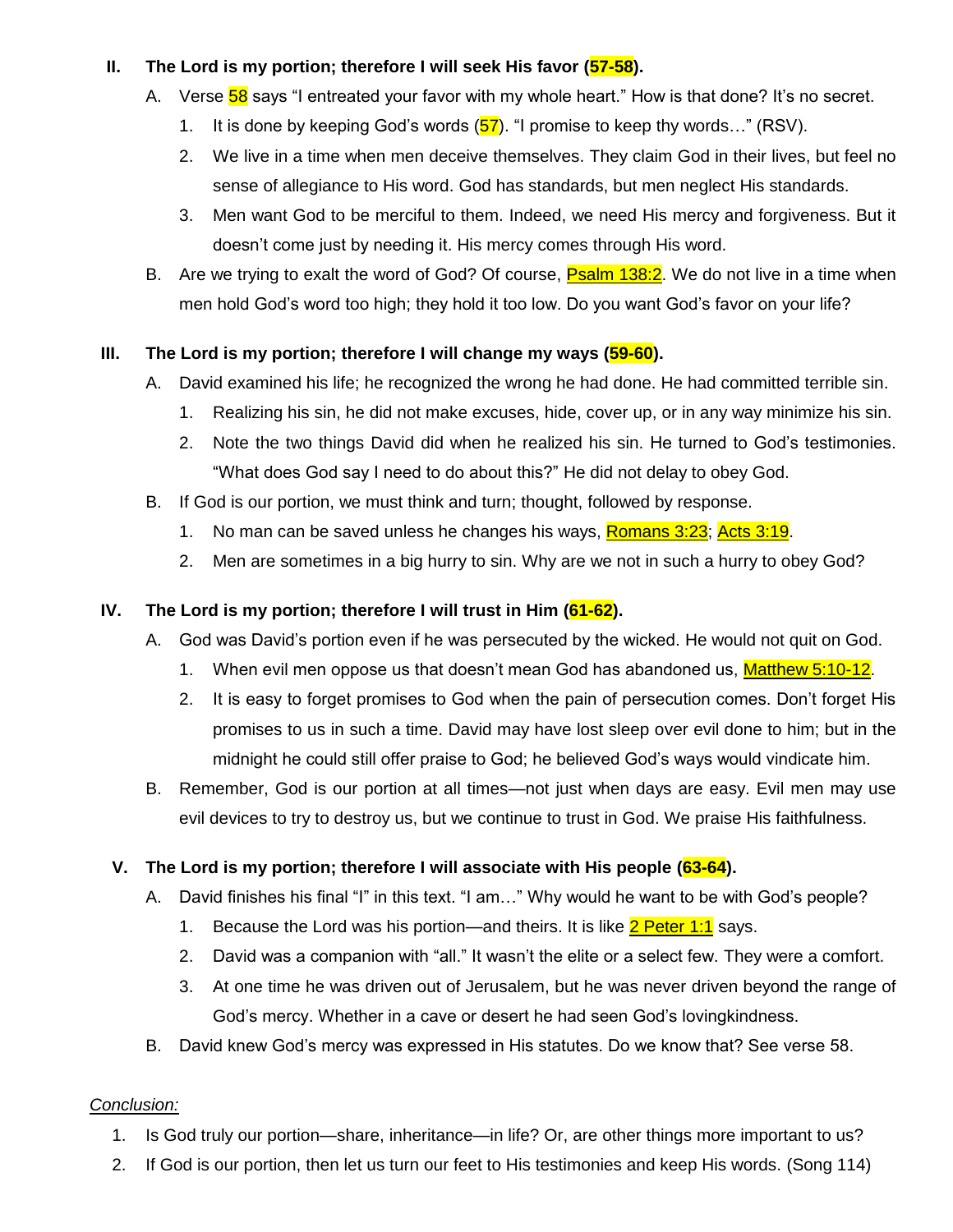## II. The Lord is my portion; therefore I will seek His favor (57-58).

A. Verse 58 says "I entreated your favor with my whole heart." How is that done? It's no secret.

1. It is done by keeping God's words (57). "I promise to keep thy words…" (RSV).
2. We live in a time when men deceive themselves. They claim God in their lives, but feel no sense of allegiance to His word. God has standards, but men neglect His standards.
3. Men want God to be merciful to them. Indeed, we need His mercy and forgiveness. But it doesn't come just by needing it. His mercy comes through His word.

B. Are we trying to exalt the word of God? Of course, Psalm 138:2. We do not live in a time when men hold God's word too high; they hold it too low. Do you want God's favor on your life?

## III. The Lord is my portion; therefore I will change my ways (59-60).

A. David examined his life; he recognized the wrong he had done. He had committed terrible sin.

1. Realizing his sin, he did not make excuses, hide, cover up, or in any way minimize his sin.
2. Note the two things David did when he realized his sin. He turned to God's testimonies. "What does God say I need to do about this?" He did not delay to obey God.

B. If God is our portion, we must think and turn; thought, followed by response.

1. No man can be saved unless he changes his ways, Romans 3:23; Acts 3:19.
2. Men are sometimes in a big hurry to sin. Why are we not in such a hurry to obey God?

## IV. The Lord is my portion; therefore I will trust in Him (61-62).

A. God was David's portion even if he was persecuted by the wicked. He would not quit on God.

1. When evil men oppose us that doesn't mean God has abandoned us, Matthew 5:10-12.
2. It is easy to forget promises to God when the pain of persecution comes. Don't forget His promises to us in such a time. David may have lost sleep over evil done to him; but in the midnight he could still offer praise to God; he believed God's ways would vindicate him.

B. Remember, God is our portion at all times—not just when days are easy. Evil men may use evil devices to try to destroy us, but we continue to trust in God. We praise His faithfulness.

## V. The Lord is my portion; therefore I will associate with His people (63-64).

A. David finishes his final "I" in this text. "I am…" Why would he want to be with God's people?

1. Because the Lord was his portion—and theirs. It is like 2 Peter 1:1 says.
2. David was a companion with "all." It wasn't the elite or a select few. They were a comfort.
3. At one time he was driven out of Jerusalem, but he was never driven beyond the range of God's mercy. Whether in a cave or desert he had seen God's lovingkindness.

B. David knew God's mercy was expressed in His statutes. Do we know that? See verse 58.

*Conclusion:*

1. Is God truly our portion—share, inheritance—in life? Or, are other things more important to us?
2. If God is our portion, then let us turn our feet to His testimonies and keep His words. (Song 114)